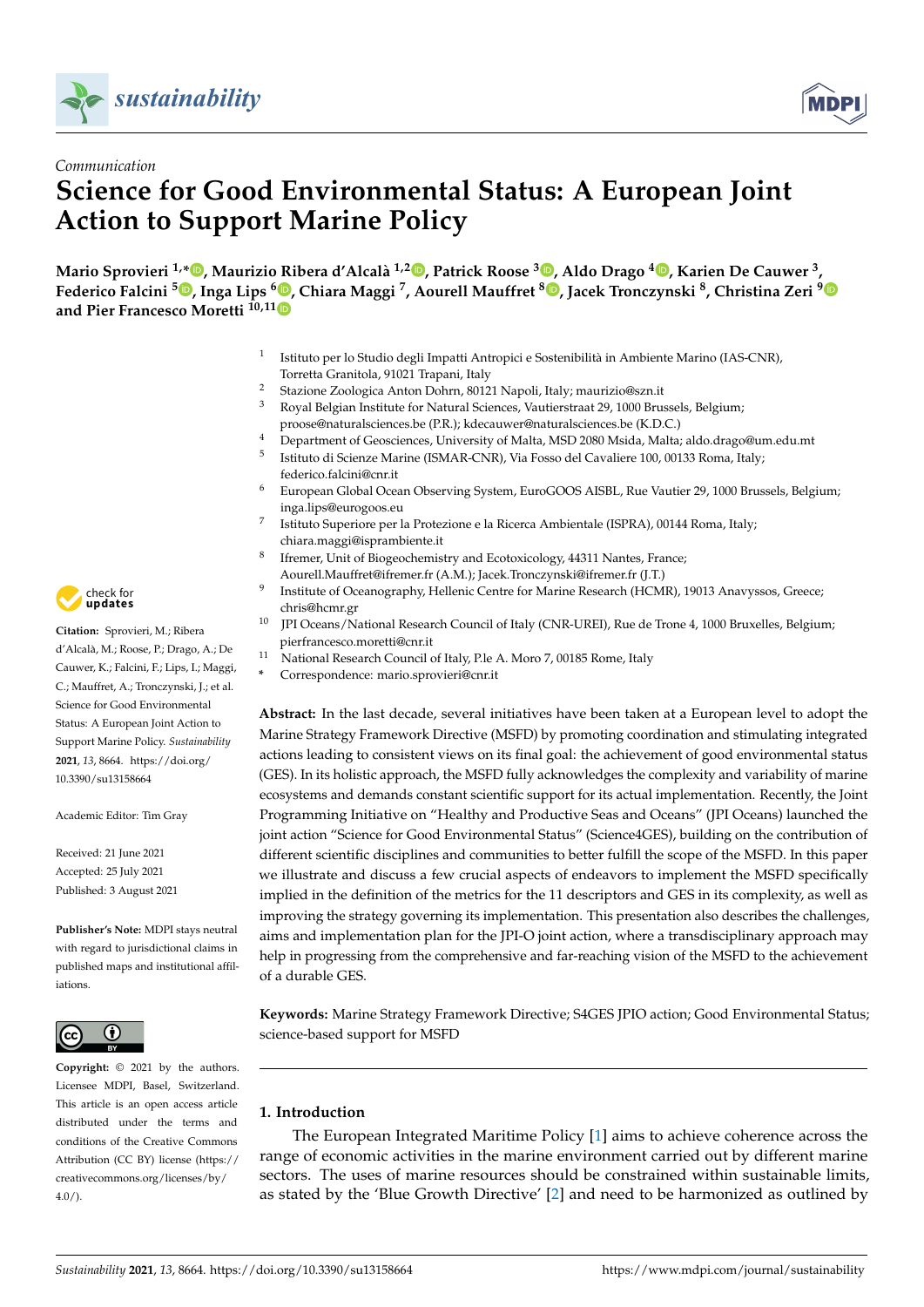*Communication*

# Science for Good Environmental Status: A European Joint Action to Support Marine Policy

**Mario Sprovieri [1,*], Maurizio Ribera d'Alcalà [1,2], Patrick Roose [3], Aldo Drago [4], Karien De Cauwer [3], Federico Falcini [5], Inga Lips [6], Chiara Maggi [7], Aourell Mauffret [8], Jacek Tronczynski [8], Christina Zeri [9] and Pier Francesco Moretti [10,11]**

[1] Istituto per lo Studio degli Impatti Antropici e Sostenibilità in Ambiente Marino (IAS-CNR), Torretta Granitola, 91021 Trapani, Italy
[2] Stazione Zoologica Anton Dohrn, 80121 Napoli, Italy; maurizio@szn.it
[3] Royal Belgian Institute for Natural Sciences, Vautierstraat 29, 1000 Brussels, Belgium; proose@naturalsciences.be (P.R.); kdecauwer@naturalsciences.be (K.D.C.)
[4] Department of Geosciences, University of Malta, MSD 2080 Msida, Malta; aldo.drago@um.edu.mt
[5] Istituto di Scienze Marine (ISMAR-CNR), Via Fosso del Cavaliere 100, 00133 Roma, Italy; federico.falcini@cnr.it
[6] European Global Ocean Observing System, EuroGOOS AISBL, Rue Vautier 29, 1000 Brussels, Belgium; inga.lips@eurogoos.eu
[7] Istituto Superiore per la Protezione e la Ricerca Ambientale (ISPRA), 00144 Roma, Italy; chiara.maggi@isprambiente.it
[8] Ifremer, Unit of Biogeochemistry and Ecotoxicology, 44311 Nantes, France; Aourell.Mauffret@ifremer.fr (A.M.); Jacek.Tronczynski@ifremer.fr (J.T.)
[9] Institute of Oceanography, Hellenic Centre for Marine Research (HCMR), 19013 Anavyssos, Greece; chris@hcmr.gr
[10] JPI Oceans/National Research Council of Italy (CNR-UREI), Rue de Trone 4, 1000 Bruxelles, Belgium; pierfrancesco.moretti@cnr.it
[11] National Research Council of Italy, P.le A. Moro 7, 00185 Rome, Italy
\* Correspondence: mario.sprovieri@cnr.it

**Citation:** Sprovieri, M.; Ribera d'Alcalà, M.; Roose, P.; Drago, A.; De Cauwer, K.; Falcini, F.; Lips, I.; Maggi, C.; Mauffret, A.; Tronczynski, J.; et al. Science for Good Environmental Status: A European Joint Action to Support Marine Policy. *Sustainability* **2021**, *13*, 8664. https://doi.org/10.3390/su13158664

Academic Editor: Tim Gray

Received: 21 June 2021
Accepted: 25 July 2021
Published: 3 August 2021

**Publisher's Note:** MDPI stays neutral with regard to jurisdictional claims in published maps and institutional affiliations.

**Copyright:** © 2021 by the authors. Licensee MDPI, Basel, Switzerland. This article is an open access article distributed under the terms and conditions of the Creative Commons Attribution (CC BY) license (https://creativecommons.org/licenses/by/4.0/).

**Abstract:** In the last decade, several initiatives have been taken at a European level to adopt the Marine Strategy Framework Directive (MSFD) by promoting coordination and stimulating integrated actions leading to consistent views on its final goal: the achievement of good environmental status (GES). In its holistic approach, the MSFD fully acknowledges the complexity and variability of marine ecosystems and demands constant scientific support for its actual implementation. Recently, the Joint Programming Initiative on "Healthy and Productive Seas and Oceans" (JPI Oceans) launched the joint action "Science for Good Environmental Status" (Science4GES), building on the contribution of different scientific disciplines and communities to better fulfill the scope of the MSFD. In this paper we illustrate and discuss a few crucial aspects of endeavors to implement the MSFD specifically implied in the definition of the metrics for the 11 descriptors and GES in its complexity, as well as improving the strategy governing its implementation. This presentation also describes the challenges, aims and implementation plan for the JPI-O joint action, where a transdisciplinary approach may help in progressing from the comprehensive and far-reaching vision of the MSFD to the achievement of a durable GES.

**Keywords:** Marine Strategy Framework Directive; S4GES JPIO action; Good Environmental Status; science-based support for MSFD

## 1. Introduction

The European Integrated Maritime Policy [1] aims to achieve coherence across the range of economic activities in the marine environment carried out by different marine sectors. The uses of marine resources should be constrained within sustainable limits, as stated by the 'Blue Growth Directive' [2] and need to be harmonized as outlined by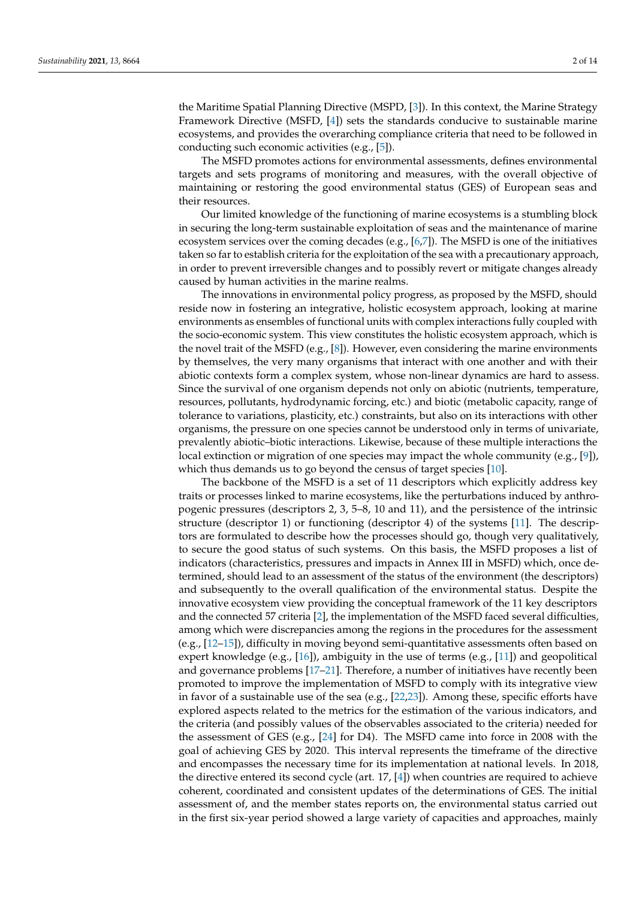the Maritime Spatial Planning Directive (MSPD, [3]). In this context, the Marine Strategy Framework Directive (MSFD, [4]) sets the standards conducive to sustainable marine ecosystems, and provides the overarching compliance criteria that need to be followed in conducting such economic activities (e.g., [5]).

The MSFD promotes actions for environmental assessments, defines environmental targets and sets programs of monitoring and measures, with the overall objective of maintaining or restoring the good environmental status (GES) of European seas and their resources.

Our limited knowledge of the functioning of marine ecosystems is a stumbling block in securing the long-term sustainable exploitation of seas and the maintenance of marine ecosystem services over the coming decades (e.g., [6,7]). The MSFD is one of the initiatives taken so far to establish criteria for the exploitation of the sea with a precautionary approach, in order to prevent irreversible changes and to possibly revert or mitigate changes already caused by human activities in the marine realms.

The innovations in environmental policy progress, as proposed by the MSFD, should reside now in fostering an integrative, holistic ecosystem approach, looking at marine environments as ensembles of functional units with complex interactions fully coupled with the socio-economic system. This view constitutes the holistic ecosystem approach, which is the novel trait of the MSFD (e.g., [8]). However, even considering the marine environments by themselves, the very many organisms that interact with one another and with their abiotic contexts form a complex system, whose non-linear dynamics are hard to assess. Since the survival of one organism depends not only on abiotic (nutrients, temperature, resources, pollutants, hydrodynamic forcing, etc.) and biotic (metabolic capacity, range of tolerance to variations, plasticity, etc.) constraints, but also on its interactions with other organisms, the pressure on one species cannot be understood only in terms of univariate, prevalently abiotic–biotic interactions. Likewise, because of these multiple interactions the local extinction or migration of one species may impact the whole community (e.g., [9]), which thus demands us to go beyond the census of target species [10].

The backbone of the MSFD is a set of 11 descriptors which explicitly address key traits or processes linked to marine ecosystems, like the perturbations induced by anthropogenic pressures (descriptors 2, 3, 5–8, 10 and 11), and the persistence of the intrinsic structure (descriptor 1) or functioning (descriptor 4) of the systems [11]. The descriptors are formulated to describe how the processes should go, though very qualitatively, to secure the good status of such systems. On this basis, the MSFD proposes a list of indicators (characteristics, pressures and impacts in Annex III in MSFD) which, once determined, should lead to an assessment of the status of the environment (the descriptors) and subsequently to the overall qualification of the environmental status. Despite the innovative ecosystem view providing the conceptual framework of the 11 key descriptors and the connected 57 criteria [2], the implementation of the MSFD faced several difficulties, among which were discrepancies among the regions in the procedures for the assessment (e.g., [12–15]), difficulty in moving beyond semi-quantitative assessments often based on expert knowledge (e.g., [16]), ambiguity in the use of terms (e.g., [11]) and geopolitical and governance problems [17–21]. Therefore, a number of initiatives have recently been promoted to improve the implementation of MSFD to comply with its integrative view in favor of a sustainable use of the sea (e.g., [22,23]). Among these, specific efforts have explored aspects related to the metrics for the estimation of the various indicators, and the criteria (and possibly values of the observables associated to the criteria) needed for the assessment of GES (e.g., [24] for D4). The MSFD came into force in 2008 with the goal of achieving GES by 2020. This interval represents the timeframe of the directive and encompasses the necessary time for its implementation at national levels. In 2018, the directive entered its second cycle (art. 17, [4]) when countries are required to achieve coherent, coordinated and consistent updates of the determinations of GES. The initial assessment of, and the member states reports on, the environmental status carried out in the first six-year period showed a large variety of capacities and approaches, mainly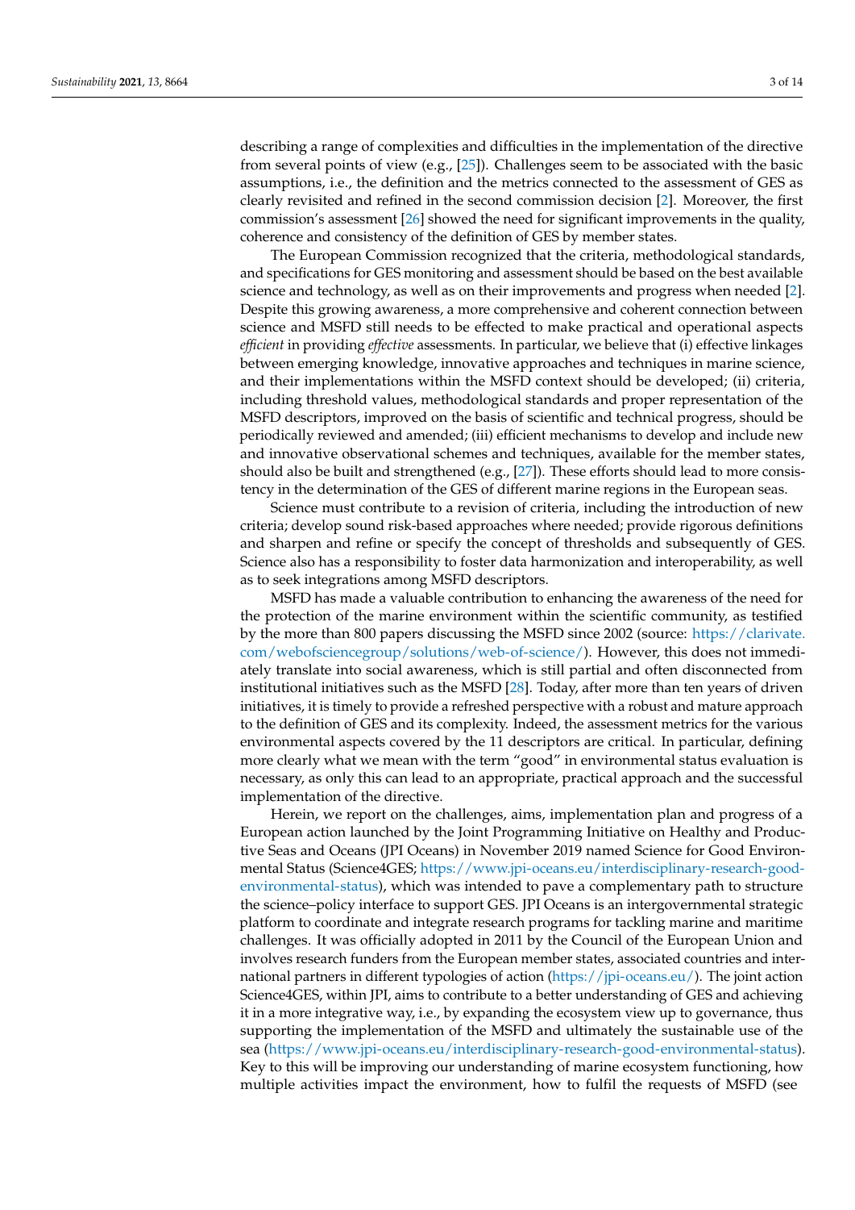describing a range of complexities and difficulties in the implementation of the directive from several points of view (e.g., [25]). Challenges seem to be associated with the basic assumptions, i.e., the definition and the metrics connected to the assessment of GES as clearly revisited and refined in the second commission decision [2]. Moreover, the first commission's assessment [26] showed the need for significant improvements in the quality, coherence and consistency of the definition of GES by member states.

The European Commission recognized that the criteria, methodological standards, and specifications for GES monitoring and assessment should be based on the best available science and technology, as well as on their improvements and progress when needed [2]. Despite this growing awareness, a more comprehensive and coherent connection between science and MSFD still needs to be effected to make practical and operational aspects *efficient* in providing *effective* assessments. In particular, we believe that (i) effective linkages between emerging knowledge, innovative approaches and techniques in marine science, and their implementations within the MSFD context should be developed; (ii) criteria, including threshold values, methodological standards and proper representation of the MSFD descriptors, improved on the basis of scientific and technical progress, should be periodically reviewed and amended; (iii) efficient mechanisms to develop and include new and innovative observational schemes and techniques, available for the member states, should also be built and strengthened (e.g., [27]). These efforts should lead to more consistency in the determination of the GES of different marine regions in the European seas.

Science must contribute to a revision of criteria, including the introduction of new criteria; develop sound risk-based approaches where needed; provide rigorous definitions and sharpen and refine or specify the concept of thresholds and subsequently of GES. Science also has a responsibility to foster data harmonization and interoperability, as well as to seek integrations among MSFD descriptors.

MSFD has made a valuable contribution to enhancing the awareness of the need for the protection of the marine environment within the scientific community, as testified by the more than 800 papers discussing the MSFD since 2002 (source: https://clarivate.com/webofsciencegroup/solutions/web-of-science/). However, this does not immediately translate into social awareness, which is still partial and often disconnected from institutional initiatives such as the MSFD [28]. Today, after more than ten years of driven initiatives, it is timely to provide a refreshed perspective with a robust and mature approach to the definition of GES and its complexity. Indeed, the assessment metrics for the various environmental aspects covered by the 11 descriptors are critical. In particular, defining more clearly what we mean with the term "good" in environmental status evaluation is necessary, as only this can lead to an appropriate, practical approach and the successful implementation of the directive.

Herein, we report on the challenges, aims, implementation plan and progress of a European action launched by the Joint Programming Initiative on Healthy and Productive Seas and Oceans (JPI Oceans) in November 2019 named Science for Good Environmental Status (Science4GES; https://www.jpi-oceans.eu/interdisciplinary-research-good-environmental-status), which was intended to pave a complementary path to structure the science–policy interface to support GES. JPI Oceans is an intergovernmental strategic platform to coordinate and integrate research programs for tackling marine and maritime challenges. It was officially adopted in 2011 by the Council of the European Union and involves research funders from the European member states, associated countries and international partners in different typologies of action (https://jpi-oceans.eu/). The joint action Science4GES, within JPI, aims to contribute to a better understanding of GES and achieving it in a more integrative way, i.e., by expanding the ecosystem view up to governance, thus supporting the implementation of the MSFD and ultimately the sustainable use of the sea (https://www.jpi-oceans.eu/interdisciplinary-research-good-environmental-status). Key to this will be improving our understanding of marine ecosystem functioning, how multiple activities impact the environment, how to fulfil the requests of MSFD (see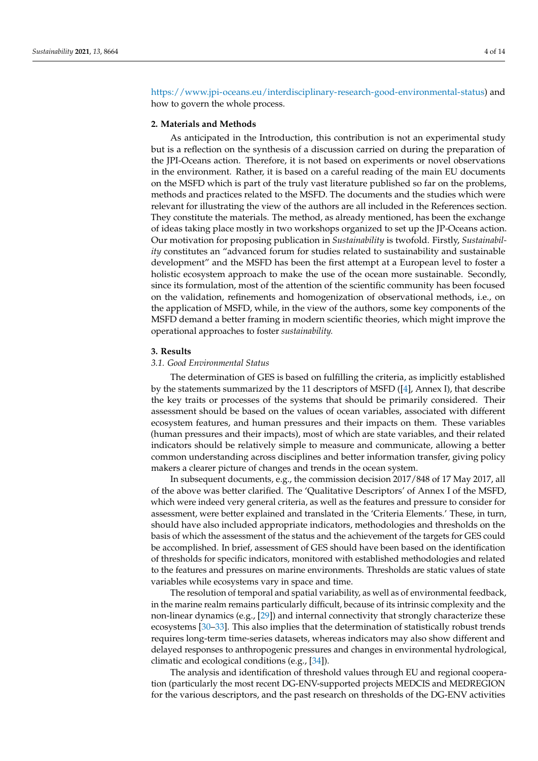https://www.jpi-oceans.eu/interdisciplinary-research-good-environmental-status) and how to govern the whole process.

## 2. Materials and Methods

As anticipated in the Introduction, this contribution is not an experimental study but is a reflection on the synthesis of a discussion carried on during the preparation of the JPI-Oceans action. Therefore, it is not based on experiments or novel observations in the environment. Rather, it is based on a careful reading of the main EU documents on the MSFD which is part of the truly vast literature published so far on the problems, methods and practices related to the MSFD. The documents and the studies which were relevant for illustrating the view of the authors are all included in the References section. They constitute the materials. The method, as already mentioned, has been the exchange of ideas taking place mostly in two workshops organized to set up the JP-Oceans action. Our motivation for proposing publication in *Sustainability* is twofold. Firstly, *Sustainability* constitutes an "advanced forum for studies related to sustainability and sustainable development" and the MSFD has been the first attempt at a European level to foster a holistic ecosystem approach to make the use of the ocean more sustainable. Secondly, since its formulation, most of the attention of the scientific community has been focused on the validation, refinements and homogenization of observational methods, i.e., on the application of MSFD, while, in the view of the authors, some key components of the MSFD demand a better framing in modern scientific theories, which might improve the operational approaches to foster *sustainability.*

## 3. Results

### 3.1. Good Environmental Status

The determination of GES is based on fulfilling the criteria, as implicitly established by the statements summarized by the 11 descriptors of MSFD ([4], Annex I), that describe the key traits or processes of the systems that should be primarily considered. Their assessment should be based on the values of ocean variables, associated with different ecosystem features, and human pressures and their impacts on them. These variables (human pressures and their impacts), most of which are state variables, and their related indicators should be relatively simple to measure and communicate, allowing a better common understanding across disciplines and better information transfer, giving policy makers a clearer picture of changes and trends in the ocean system.

In subsequent documents, e.g., the commission decision 2017/848 of 17 May 2017, all of the above was better clarified. The 'Qualitative Descriptors' of Annex I of the MSFD, which were indeed very general criteria, as well as the features and pressure to consider for assessment, were better explained and translated in the 'Criteria Elements.' These, in turn, should have also included appropriate indicators, methodologies and thresholds on the basis of which the assessment of the status and the achievement of the targets for GES could be accomplished. In brief, assessment of GES should have been based on the identification of thresholds for specific indicators, monitored with established methodologies and related to the features and pressures on marine environments. Thresholds are static values of state variables while ecosystems vary in space and time.

The resolution of temporal and spatial variability, as well as of environmental feedback, in the marine realm remains particularly difficult, because of its intrinsic complexity and the non-linear dynamics (e.g., [29]) and internal connectivity that strongly characterize these ecosystems [30–33]. This also implies that the determination of statistically robust trends requires long-term time-series datasets, whereas indicators may also show different and delayed responses to anthropogenic pressures and changes in environmental hydrological, climatic and ecological conditions (e.g., [34]).

The analysis and identification of threshold values through EU and regional cooperation (particularly the most recent DG-ENV-supported projects MEDCIS and MEDREGION for the various descriptors, and the past research on thresholds of the DG-ENV activities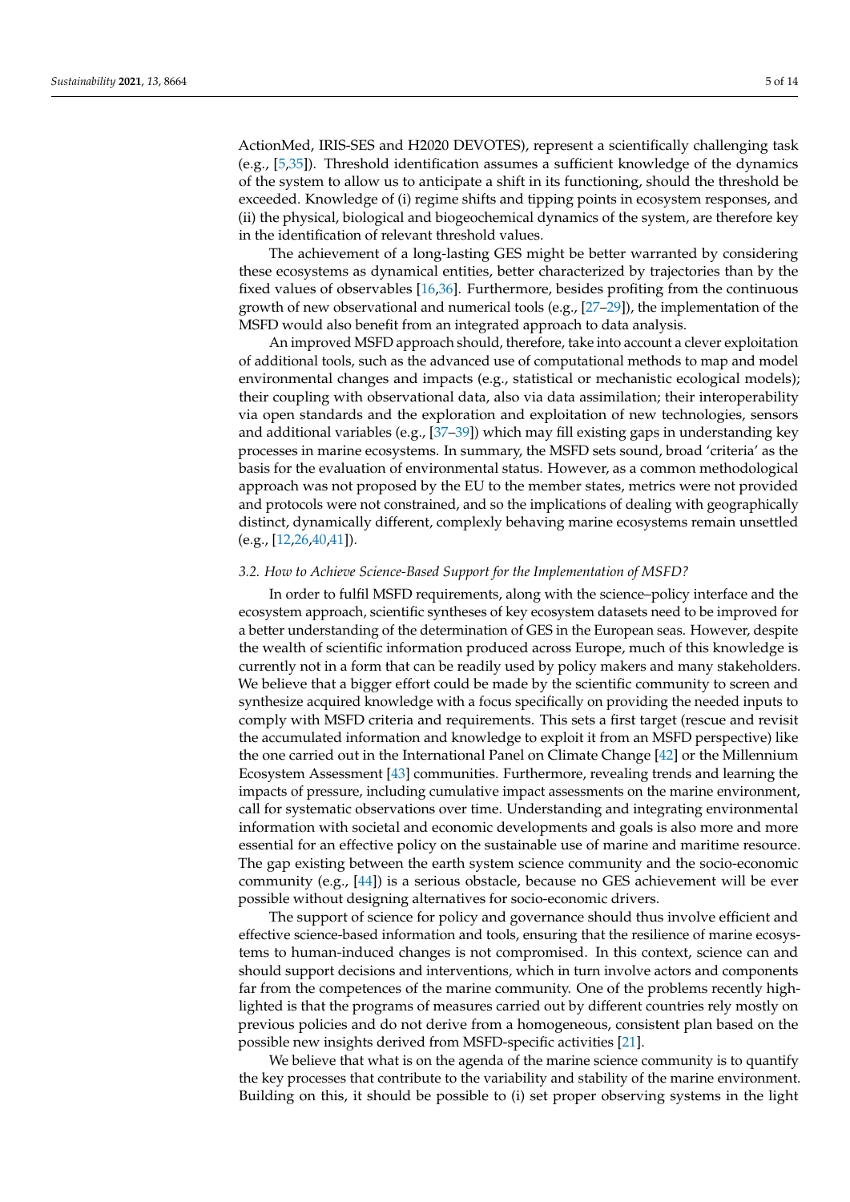ActionMed, IRIS-SES and H2020 DEVOTES), represent a scientifically challenging task (e.g., [5,35]). Threshold identification assumes a sufficient knowledge of the dynamics of the system to allow us to anticipate a shift in its functioning, should the threshold be exceeded. Knowledge of (i) regime shifts and tipping points in ecosystem responses, and (ii) the physical, biological and biogeochemical dynamics of the system, are therefore key in the identification of relevant threshold values.

The achievement of a long-lasting GES might be better warranted by considering these ecosystems as dynamical entities, better characterized by trajectories than by the fixed values of observables [16,36]. Furthermore, besides profiting from the continuous growth of new observational and numerical tools (e.g., [27–29]), the implementation of the MSFD would also benefit from an integrated approach to data analysis.

An improved MSFD approach should, therefore, take into account a clever exploitation of additional tools, such as the advanced use of computational methods to map and model environmental changes and impacts (e.g., statistical or mechanistic ecological models); their coupling with observational data, also via data assimilation; their interoperability via open standards and the exploration and exploitation of new technologies, sensors and additional variables (e.g., [37–39]) which may fill existing gaps in understanding key processes in marine ecosystems. In summary, the MSFD sets sound, broad 'criteria' as the basis for the evaluation of environmental status. However, as a common methodological approach was not proposed by the EU to the member states, metrics were not provided and protocols were not constrained, and so the implications of dealing with geographically distinct, dynamically different, complexly behaving marine ecosystems remain unsettled (e.g., [12,26,40,41]).

### 3.2. How to Achieve Science-Based Support for the Implementation of MSFD?

In order to fulfil MSFD requirements, along with the science–policy interface and the ecosystem approach, scientific syntheses of key ecosystem datasets need to be improved for a better understanding of the determination of GES in the European seas. However, despite the wealth of scientific information produced across Europe, much of this knowledge is currently not in a form that can be readily used by policy makers and many stakeholders. We believe that a bigger effort could be made by the scientific community to screen and synthesize acquired knowledge with a focus specifically on providing the needed inputs to comply with MSFD criteria and requirements. This sets a first target (rescue and revisit the accumulated information and knowledge to exploit it from an MSFD perspective) like the one carried out in the International Panel on Climate Change [42] or the Millennium Ecosystem Assessment [43] communities. Furthermore, revealing trends and learning the impacts of pressure, including cumulative impact assessments on the marine environment, call for systematic observations over time. Understanding and integrating environmental information with societal and economic developments and goals is also more and more essential for an effective policy on the sustainable use of marine and maritime resource. The gap existing between the earth system science community and the socio-economic community (e.g., [44]) is a serious obstacle, because no GES achievement will be ever possible without designing alternatives for socio-economic drivers.

The support of science for policy and governance should thus involve efficient and effective science-based information and tools, ensuring that the resilience of marine ecosystems to human-induced changes is not compromised. In this context, science can and should support decisions and interventions, which in turn involve actors and components far from the competences of the marine community. One of the problems recently highlighted is that the programs of measures carried out by different countries rely mostly on previous policies and do not derive from a homogeneous, consistent plan based on the possible new insights derived from MSFD-specific activities [21].

We believe that what is on the agenda of the marine science community is to quantify the key processes that contribute to the variability and stability of the marine environment. Building on this, it should be possible to (i) set proper observing systems in the light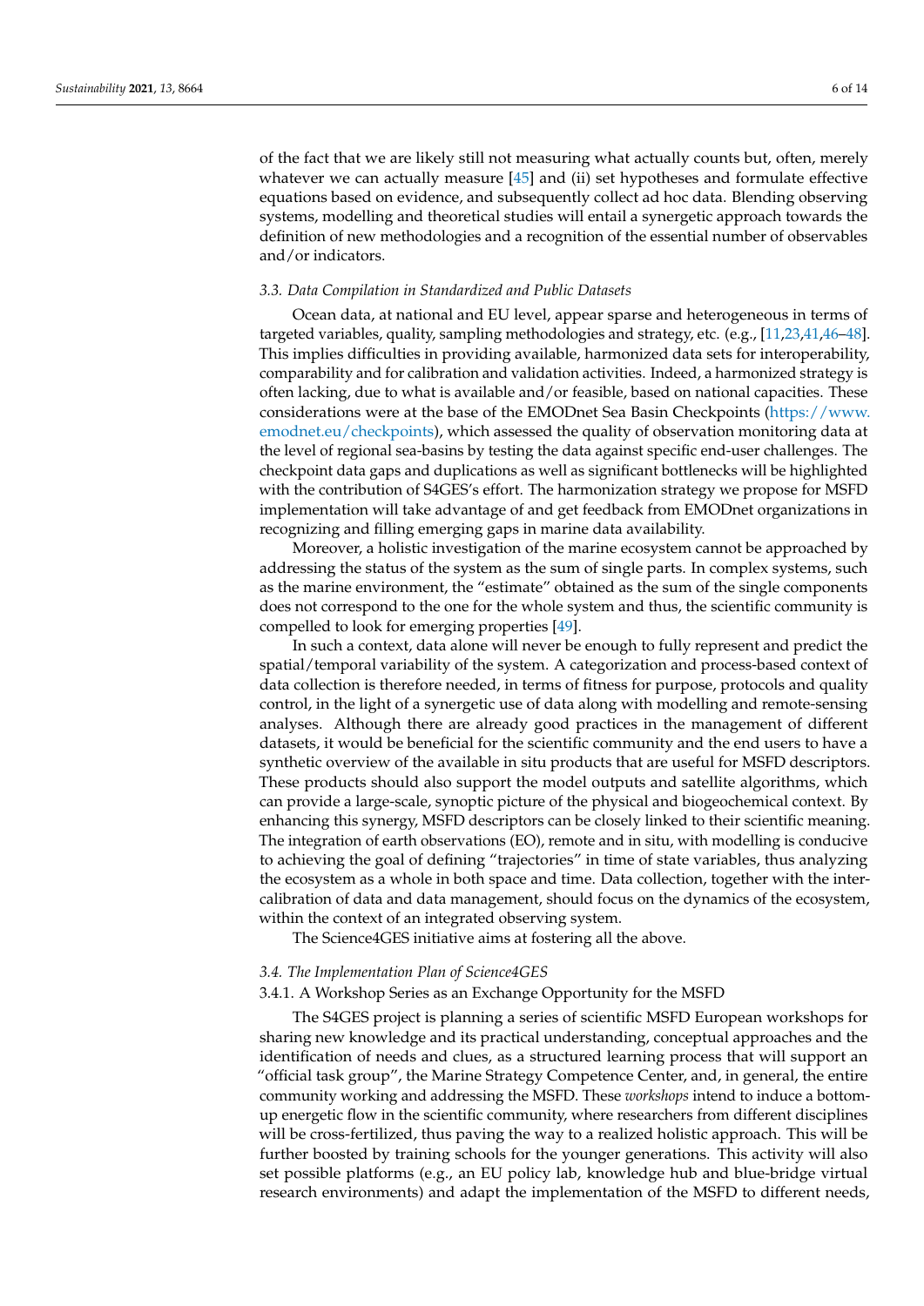of the fact that we are likely still not measuring what actually counts but, often, merely whatever we can actually measure [45] and (ii) set hypotheses and formulate effective equations based on evidence, and subsequently collect ad hoc data. Blending observing systems, modelling and theoretical studies will entail a synergetic approach towards the definition of new methodologies and a recognition of the essential number of observables and/or indicators.

### *3.3. Data Compilation in Standardized and Public Datasets*

Ocean data, at national and EU level, appear sparse and heterogeneous in terms of targeted variables, quality, sampling methodologies and strategy, etc. (e.g., [11,23,41,46–48]. This implies difficulties in providing available, harmonized data sets for interoperability, comparability and for calibration and validation activities. Indeed, a harmonized strategy is often lacking, due to what is available and/or feasible, based on national capacities. These considerations were at the base of the EMODnet Sea Basin Checkpoints (https://www.emodnet.eu/checkpoints), which assessed the quality of observation monitoring data at the level of regional sea-basins by testing the data against specific end-user challenges. The checkpoint data gaps and duplications as well as significant bottlenecks will be highlighted with the contribution of S4GES's effort. The harmonization strategy we propose for MSFD implementation will take advantage of and get feedback from EMODnet organizations in recognizing and filling emerging gaps in marine data availability.

Moreover, a holistic investigation of the marine ecosystem cannot be approached by addressing the status of the system as the sum of single parts. In complex systems, such as the marine environment, the "estimate" obtained as the sum of the single components does not correspond to the one for the whole system and thus, the scientific community is compelled to look for emerging properties [49].

In such a context, data alone will never be enough to fully represent and predict the spatial/temporal variability of the system. A categorization and process-based context of data collection is therefore needed, in terms of fitness for purpose, protocols and quality control, in the light of a synergetic use of data along with modelling and remote-sensing analyses. Although there are already good practices in the management of different datasets, it would be beneficial for the scientific community and the end users to have a synthetic overview of the available in situ products that are useful for MSFD descriptors. These products should also support the model outputs and satellite algorithms, which can provide a large-scale, synoptic picture of the physical and biogeochemical context. By enhancing this synergy, MSFD descriptors can be closely linked to their scientific meaning. The integration of earth observations (EO), remote and in situ, with modelling is conducive to achieving the goal of defining "trajectories" in time of state variables, thus analyzing the ecosystem as a whole in both space and time. Data collection, together with the inter-calibration of data and data management, should focus on the dynamics of the ecosystem, within the context of an integrated observing system.

The Science4GES initiative aims at fostering all the above.

### *3.4. The Implementation Plan of Science4GES*

#### 3.4.1. A Workshop Series as an Exchange Opportunity for the MSFD

The S4GES project is planning a series of scientific MSFD European workshops for sharing new knowledge and its practical understanding, conceptual approaches and the identification of needs and clues, as a structured learning process that will support an "official task group", the Marine Strategy Competence Center, and, in general, the entire community working and addressing the MSFD. These *workshops* intend to induce a bottom-up energetic flow in the scientific community, where researchers from different disciplines will be cross-fertilized, thus paving the way to a realized holistic approach. This will be further boosted by training schools for the younger generations. This activity will also set possible platforms (e.g., an EU policy lab, knowledge hub and blue-bridge virtual research environments) and adapt the implementation of the MSFD to different needs,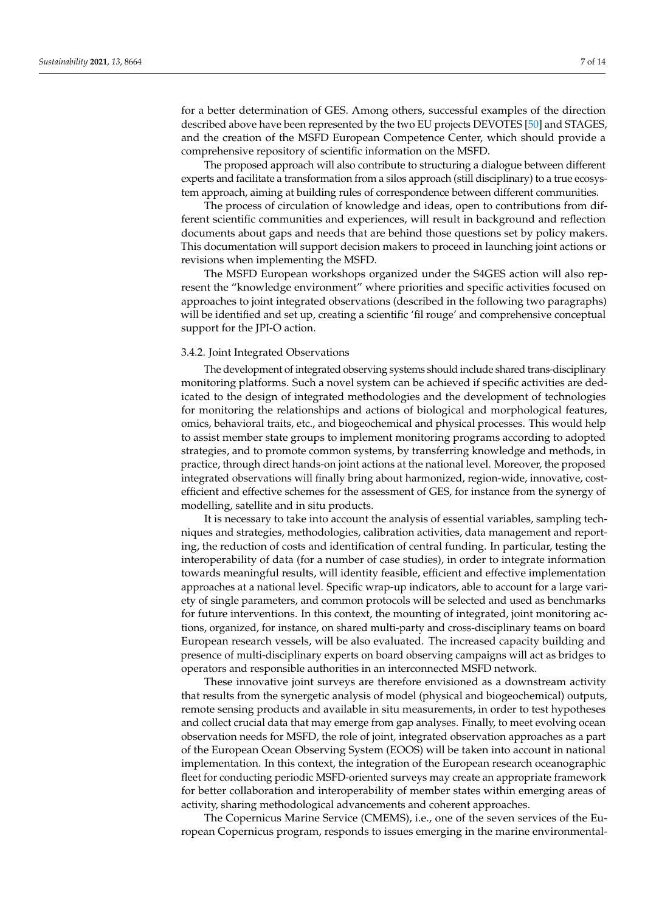for a better determination of GES. Among others, successful examples of the direction described above have been represented by the two EU projects DEVOTES [50] and STAGES, and the creation of the MSFD European Competence Center, which should provide a comprehensive repository of scientific information on the MSFD.

The proposed approach will also contribute to structuring a dialogue between different experts and facilitate a transformation from a silos approach (still disciplinary) to a true ecosystem approach, aiming at building rules of correspondence between different communities.

The process of circulation of knowledge and ideas, open to contributions from different scientific communities and experiences, will result in background and reflection documents about gaps and needs that are behind those questions set by policy makers. This documentation will support decision makers to proceed in launching joint actions or revisions when implementing the MSFD.

The MSFD European workshops organized under the S4GES action will also represent the "knowledge environment" where priorities and specific activities focused on approaches to joint integrated observations (described in the following two paragraphs) will be identified and set up, creating a scientific 'fil rouge' and comprehensive conceptual support for the JPI-O action.

### 3.4.2. Joint Integrated Observations

The development of integrated observing systems should include shared trans-disciplinary monitoring platforms. Such a novel system can be achieved if specific activities are dedicated to the design of integrated methodologies and the development of technologies for monitoring the relationships and actions of biological and morphological features, omics, behavioral traits, etc., and biogeochemical and physical processes. This would help to assist member state groups to implement monitoring programs according to adopted strategies, and to promote common systems, by transferring knowledge and methods, in practice, through direct hands-on joint actions at the national level. Moreover, the proposed integrated observations will finally bring about harmonized, region-wide, innovative, cost-efficient and effective schemes for the assessment of GES, for instance from the synergy of modelling, satellite and in situ products.

It is necessary to take into account the analysis of essential variables, sampling techniques and strategies, methodologies, calibration activities, data management and reporting, the reduction of costs and identification of central funding. In particular, testing the interoperability of data (for a number of case studies), in order to integrate information towards meaningful results, will identity feasible, efficient and effective implementation approaches at a national level. Specific wrap-up indicators, able to account for a large variety of single parameters, and common protocols will be selected and used as benchmarks for future interventions. In this context, the mounting of integrated, joint monitoring actions, organized, for instance, on shared multi-party and cross-disciplinary teams on board European research vessels, will be also evaluated. The increased capacity building and presence of multi-disciplinary experts on board observing campaigns will act as bridges to operators and responsible authorities in an interconnected MSFD network.

These innovative joint surveys are therefore envisioned as a downstream activity that results from the synergetic analysis of model (physical and biogeochemical) outputs, remote sensing products and available in situ measurements, in order to test hypotheses and collect crucial data that may emerge from gap analyses. Finally, to meet evolving ocean observation needs for MSFD, the role of joint, integrated observation approaches as a part of the European Ocean Observing System (EOOS) will be taken into account in national implementation. In this context, the integration of the European research oceanographic fleet for conducting periodic MSFD-oriented surveys may create an appropriate framework for better collaboration and interoperability of member states within emerging areas of activity, sharing methodological advancements and coherent approaches.

The Copernicus Marine Service (CMEMS), i.e., one of the seven services of the European Copernicus program, responds to issues emerging in the marine environmental-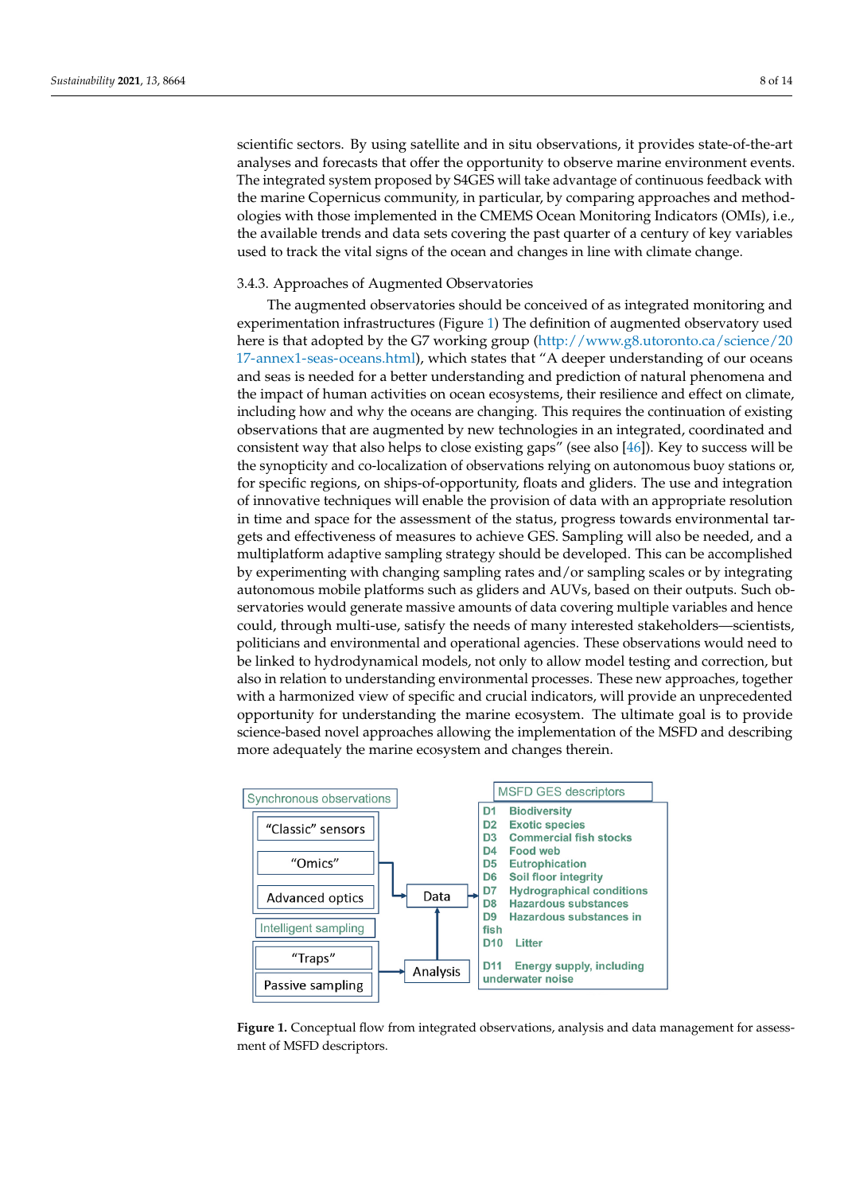scientific sectors. By using satellite and in situ observations, it provides state-of-the-art analyses and forecasts that offer the opportunity to observe marine environment events. The integrated system proposed by S4GES will take advantage of continuous feedback with the marine Copernicus community, in particular, by comparing approaches and methodologies with those implemented in the CMEMS Ocean Monitoring Indicators (OMIs), i.e., the available trends and data sets covering the past quarter of a century of key variables used to track the vital signs of the ocean and changes in line with climate change.

### 3.4.3. Approaches of Augmented Observatories

The augmented observatories should be conceived of as integrated monitoring and experimentation infrastructures (Figure 1) The definition of augmented observatory used here is that adopted by the G7 working group (http://www.g8.utoronto.ca/science/2017-annex1-seas-oceans.html), which states that "A deeper understanding of our oceans and seas is needed for a better understanding and prediction of natural phenomena and the impact of human activities on ocean ecosystems, their resilience and effect on climate, including how and why the oceans are changing. This requires the continuation of existing observations that are augmented by new technologies in an integrated, coordinated and consistent way that also helps to close existing gaps" (see also [46]). Key to success will be the synopticity and co-localization of observations relying on autonomous buoy stations or, for specific regions, on ships-of-opportunity, floats and gliders. The use and integration of innovative techniques will enable the provision of data with an appropriate resolution in time and space for the assessment of the status, progress towards environmental targets and effectiveness of measures to achieve GES. Sampling will also be needed, and a multiplatform adaptive sampling strategy should be developed. This can be accomplished by experimenting with changing sampling rates and/or sampling scales or by integrating autonomous mobile platforms such as gliders and AUVs, based on their outputs. Such observatories would generate massive amounts of data covering multiple variables and hence could, through multi-use, satisfy the needs of many interested stakeholders—scientists, politicians and environmental and operational agencies. These observations would need to be linked to hydrodynamical models, not only to allow model testing and correction, but also in relation to understanding environmental processes. These new approaches, together with a harmonized view of specific and crucial indicators, will provide an unprecedented opportunity for understanding the marine ecosystem. The ultimate goal is to provide science-based novel approaches allowing the implementation of the MSFD and describing more adequately the marine ecosystem and changes therein.

Synchronous observations: "Classic" sensors; "Omics"; Advanced optics → Data

Intelligent sampling: "Traps"; Passive sampling → Analysis → Data

Data → MSFD GES descriptors:
- D1 Biodiversity
- D2 Exotic species
- D3 Commercial fish stocks
- D4 Food web
- D5 Eutrophication
- D6 Soil floor integrity
- D7 Hydrographical conditions
- D8 Hazardous substances
- D9 Hazardous substances in fish
- D10 Litter
- D11 Energy supply, including underwater noise

**Figure 1.** Conceptual flow from integrated observations, analysis and data management for assessment of MSFD descriptors.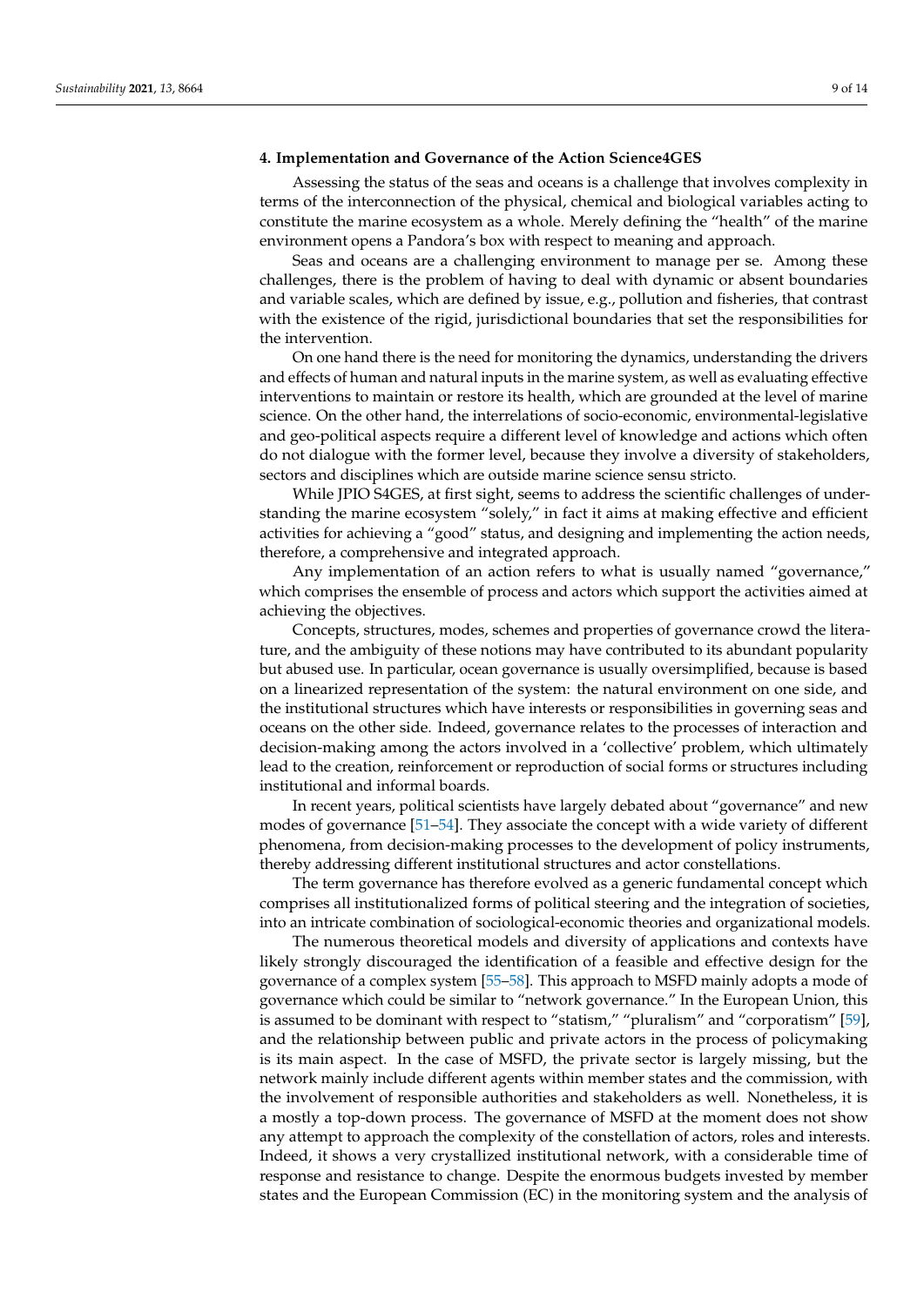## 4. Implementation and Governance of the Action Science4GES

Assessing the status of the seas and oceans is a challenge that involves complexity in terms of the interconnection of the physical, chemical and biological variables acting to constitute the marine ecosystem as a whole. Merely defining the "health" of the marine environment opens a Pandora's box with respect to meaning and approach.

Seas and oceans are a challenging environment to manage per se. Among these challenges, there is the problem of having to deal with dynamic or absent boundaries and variable scales, which are defined by issue, e.g., pollution and fisheries, that contrast with the existence of the rigid, jurisdictional boundaries that set the responsibilities for the intervention.

On one hand there is the need for monitoring the dynamics, understanding the drivers and effects of human and natural inputs in the marine system, as well as evaluating effective interventions to maintain or restore its health, which are grounded at the level of marine science. On the other hand, the interrelations of socio-economic, environmental-legislative and geo-political aspects require a different level of knowledge and actions which often do not dialogue with the former level, because they involve a diversity of stakeholders, sectors and disciplines which are outside marine science sensu stricto.

While JPIO S4GES, at first sight, seems to address the scientific challenges of understanding the marine ecosystem "solely," in fact it aims at making effective and efficient activities for achieving a "good" status, and designing and implementing the action needs, therefore, a comprehensive and integrated approach.

Any implementation of an action refers to what is usually named "governance," which comprises the ensemble of process and actors which support the activities aimed at achieving the objectives.

Concepts, structures, modes, schemes and properties of governance crowd the literature, and the ambiguity of these notions may have contributed to its abundant popularity but abused use. In particular, ocean governance is usually oversimplified, because is based on a linearized representation of the system: the natural environment on one side, and the institutional structures which have interests or responsibilities in governing seas and oceans on the other side. Indeed, governance relates to the processes of interaction and decision-making among the actors involved in a 'collective' problem, which ultimately lead to the creation, reinforcement or reproduction of social forms or structures including institutional and informal boards.

In recent years, political scientists have largely debated about "governance" and new modes of governance [51–54]. They associate the concept with a wide variety of different phenomena, from decision-making processes to the development of policy instruments, thereby addressing different institutional structures and actor constellations.

The term governance has therefore evolved as a generic fundamental concept which comprises all institutionalized forms of political steering and the integration of societies, into an intricate combination of sociological-economic theories and organizational models.

The numerous theoretical models and diversity of applications and contexts have likely strongly discouraged the identification of a feasible and effective design for the governance of a complex system [55–58]. This approach to MSFD mainly adopts a mode of governance which could be similar to "network governance." In the European Union, this is assumed to be dominant with respect to "statism," "pluralism" and "corporatism" [59], and the relationship between public and private actors in the process of policymaking is its main aspect. In the case of MSFD, the private sector is largely missing, but the network mainly include different agents within member states and the commission, with the involvement of responsible authorities and stakeholders as well. Nonetheless, it is a mostly a top-down process. The governance of MSFD at the moment does not show any attempt to approach the complexity of the constellation of actors, roles and interests. Indeed, it shows a very crystallized institutional network, with a considerable time of response and resistance to change. Despite the enormous budgets invested by member states and the European Commission (EC) in the monitoring system and the analysis of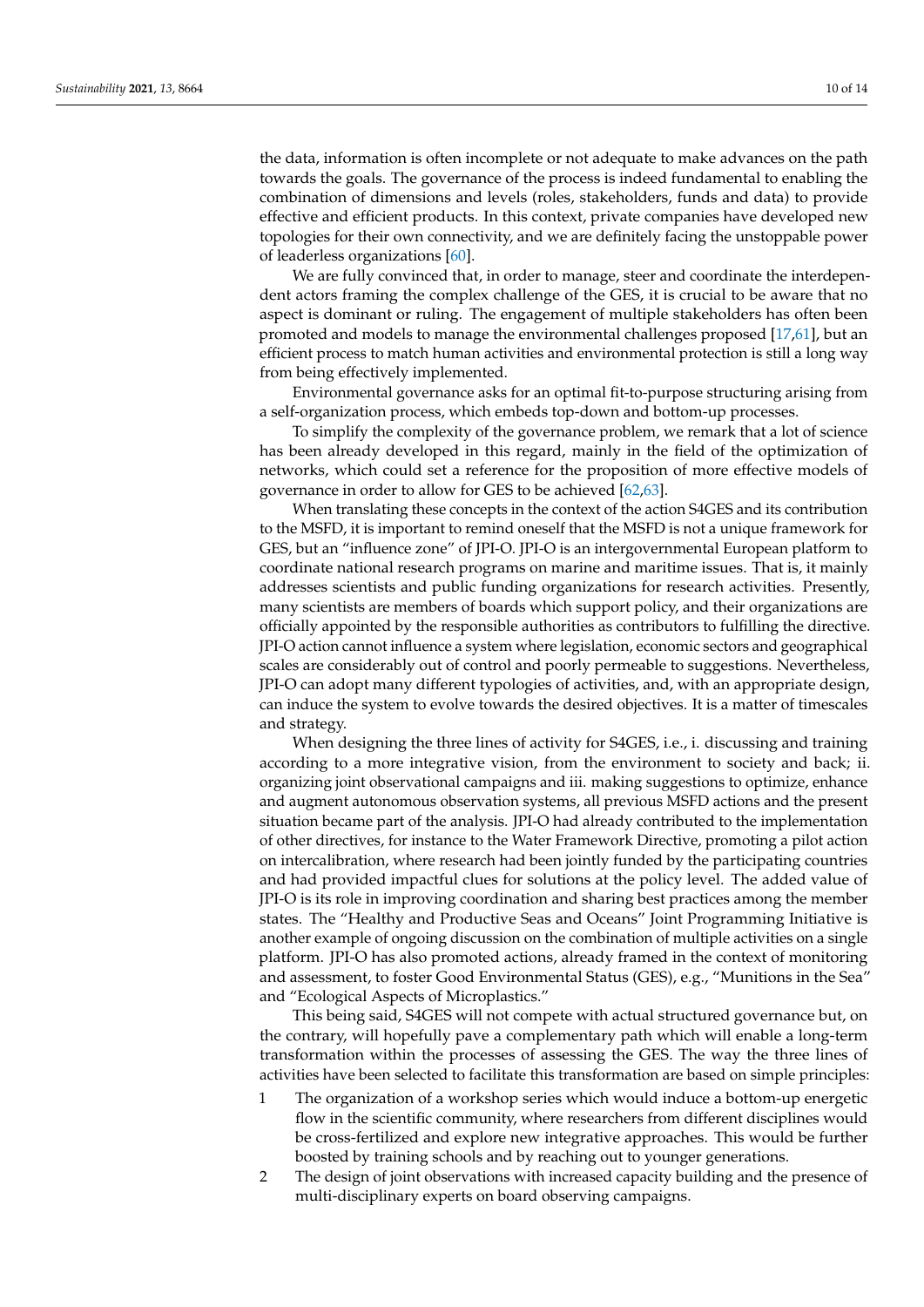the data, information is often incomplete or not adequate to make advances on the path towards the goals. The governance of the process is indeed fundamental to enabling the combination of dimensions and levels (roles, stakeholders, funds and data) to provide effective and efficient products. In this context, private companies have developed new topologies for their own connectivity, and we are definitely facing the unstoppable power of leaderless organizations [60].

We are fully convinced that, in order to manage, steer and coordinate the interdependent actors framing the complex challenge of the GES, it is crucial to be aware that no aspect is dominant or ruling. The engagement of multiple stakeholders has often been promoted and models to manage the environmental challenges proposed [17,61], but an efficient process to match human activities and environmental protection is still a long way from being effectively implemented.

Environmental governance asks for an optimal fit-to-purpose structuring arising from a self-organization process, which embeds top-down and bottom-up processes.

To simplify the complexity of the governance problem, we remark that a lot of science has been already developed in this regard, mainly in the field of the optimization of networks, which could set a reference for the proposition of more effective models of governance in order to allow for GES to be achieved [62,63].

When translating these concepts in the context of the action S4GES and its contribution to the MSFD, it is important to remind oneself that the MSFD is not a unique framework for GES, but an "influence zone" of JPI-O. JPI-O is an intergovernmental European platform to coordinate national research programs on marine and maritime issues. That is, it mainly addresses scientists and public funding organizations for research activities. Presently, many scientists are members of boards which support policy, and their organizations are officially appointed by the responsible authorities as contributors to fulfilling the directive. JPI-O action cannot influence a system where legislation, economic sectors and geographical scales are considerably out of control and poorly permeable to suggestions. Nevertheless, JPI-O can adopt many different typologies of activities, and, with an appropriate design, can induce the system to evolve towards the desired objectives. It is a matter of timescales and strategy.

When designing the three lines of activity for S4GES, i.e., i. discussing and training according to a more integrative vision, from the environment to society and back; ii. organizing joint observational campaigns and iii. making suggestions to optimize, enhance and augment autonomous observation systems, all previous MSFD actions and the present situation became part of the analysis. JPI-O had already contributed to the implementation of other directives, for instance to the Water Framework Directive, promoting a pilot action on intercalibration, where research had been jointly funded by the participating countries and had provided impactful clues for solutions at the policy level. The added value of JPI-O is its role in improving coordination and sharing best practices among the member states. The "Healthy and Productive Seas and Oceans" Joint Programming Initiative is another example of ongoing discussion on the combination of multiple activities on a single platform. JPI-O has also promoted actions, already framed in the context of monitoring and assessment, to foster Good Environmental Status (GES), e.g., "Munitions in the Sea" and "Ecological Aspects of Microplastics."

This being said, S4GES will not compete with actual structured governance but, on the contrary, will hopefully pave a complementary path which will enable a long-term transformation within the processes of assessing the GES. The way the three lines of activities have been selected to facilitate this transformation are based on simple principles:

1. The organization of a workshop series which would induce a bottom-up energetic flow in the scientific community, where researchers from different disciplines would be cross-fertilized and explore new integrative approaches. This would be further boosted by training schools and by reaching out to younger generations.
2. The design of joint observations with increased capacity building and the presence of multi-disciplinary experts on board observing campaigns.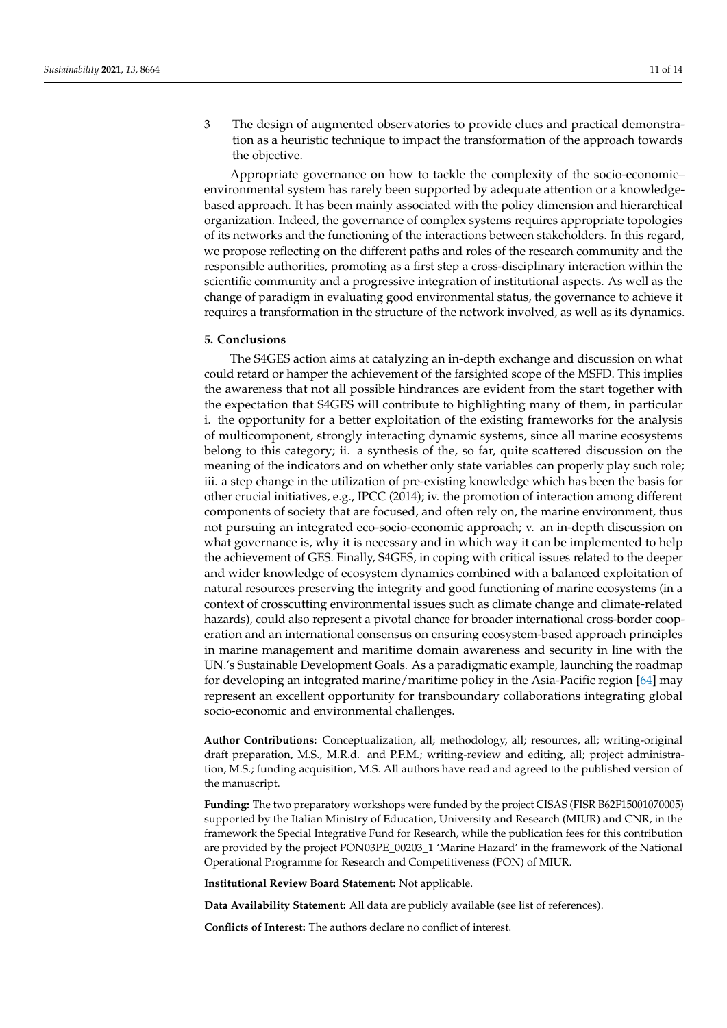3 The design of augmented observatories to provide clues and practical demonstration as a heuristic technique to impact the transformation of the approach towards the objective.

Appropriate governance on how to tackle the complexity of the socio-economic–environmental system has rarely been supported by adequate attention or a knowledge-based approach. It has been mainly associated with the policy dimension and hierarchical organization. Indeed, the governance of complex systems requires appropriate topologies of its networks and the functioning of the interactions between stakeholders. In this regard, we propose reflecting on the different paths and roles of the research community and the responsible authorities, promoting as a first step a cross-disciplinary interaction within the scientific community and a progressive integration of institutional aspects. As well as the change of paradigm in evaluating good environmental status, the governance to achieve it requires a transformation in the structure of the network involved, as well as its dynamics.

## 5. Conclusions

The S4GES action aims at catalyzing an in-depth exchange and discussion on what could retard or hamper the achievement of the farsighted scope of the MSFD. This implies the awareness that not all possible hindrances are evident from the start together with the expectation that S4GES will contribute to highlighting many of them, in particular i. the opportunity for a better exploitation of the existing frameworks for the analysis of multicomponent, strongly interacting dynamic systems, since all marine ecosystems belong to this category; ii. a synthesis of the, so far, quite scattered discussion on the meaning of the indicators and on whether only state variables can properly play such role; iii. a step change in the utilization of pre-existing knowledge which has been the basis for other crucial initiatives, e.g., IPCC (2014); iv. the promotion of interaction among different components of society that are focused, and often rely on, the marine environment, thus not pursuing an integrated eco-socio-economic approach; v. an in-depth discussion on what governance is, why it is necessary and in which way it can be implemented to help the achievement of GES. Finally, S4GES, in coping with critical issues related to the deeper and wider knowledge of ecosystem dynamics combined with a balanced exploitation of natural resources preserving the integrity and good functioning of marine ecosystems (in a context of crosscutting environmental issues such as climate change and climate-related hazards), could also represent a pivotal chance for broader international cross-border cooperation and an international consensus on ensuring ecosystem-based approach principles in marine management and maritime domain awareness and security in line with the UN.'s Sustainable Development Goals. As a paradigmatic example, launching the roadmap for developing an integrated marine/maritime policy in the Asia-Pacific region [64] may represent an excellent opportunity for transboundary collaborations integrating global socio-economic and environmental challenges.

**Author Contributions:** Conceptualization, all; methodology, all; resources, all; writing-original draft preparation, M.S., M.R.d. and P.F.M.; writing-review and editing, all; project administration, M.S.; funding acquisition, M.S. All authors have read and agreed to the published version of the manuscript.

**Funding:** The two preparatory workshops were funded by the project CISAS (FISR B62F15001070005) supported by the Italian Ministry of Education, University and Research (MIUR) and CNR, in the framework the Special Integrative Fund for Research, while the publication fees for this contribution are provided by the project PON03PE_00203_1 'Marine Hazard' in the framework of the National Operational Programme for Research and Competitiveness (PON) of MIUR.

**Institutional Review Board Statement:** Not applicable.

**Data Availability Statement:** All data are publicly available (see list of references).

**Conflicts of Interest:** The authors declare no conflict of interest.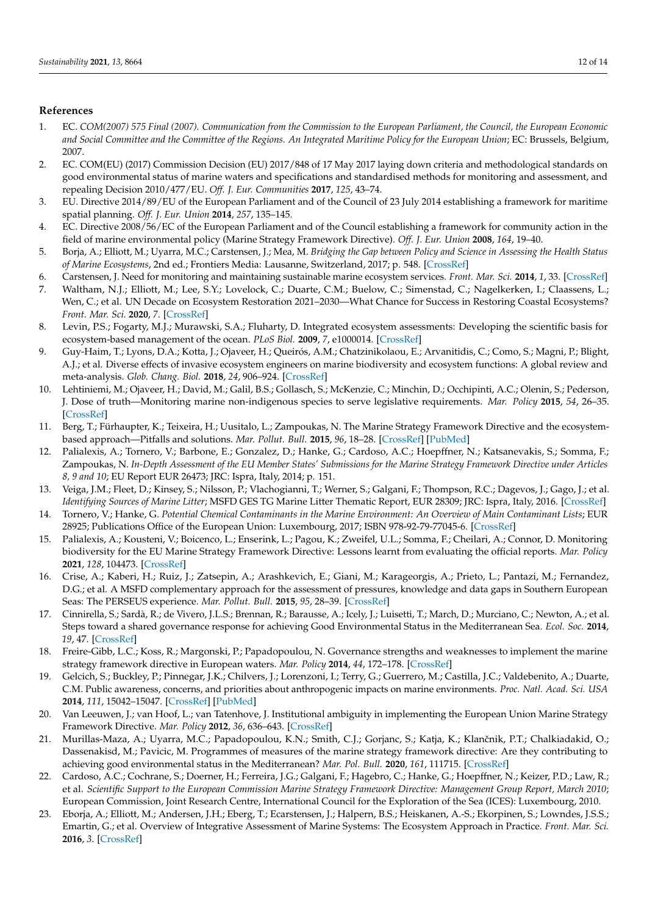## References

1. EC. *COM(2007) 575 Final (2007). Communication from the Commission to the European Parliament, the Council, the European Economic and Social Committee and the Committee of the Regions. An Integrated Maritime Policy for the European Union*; EC: Brussels, Belgium, 2007.
2. EC. COM(EU) (2017) Commission Decision (EU) 2017/848 of 17 May 2017 laying down criteria and methodological standards on good environmental status of marine waters and specifications and standardised methods for monitoring and assessment, and repealing Decision 2010/477/EU. *Off. J. Eur. Communities* **2017**, *125*, 43–74.
3. EU. Directive 2014/89/EU of the European Parliament and of the Council of 23 July 2014 establishing a framework for maritime spatial planning. *Off. J. Eur. Union* **2014**, *257*, 135–145.
4. EC. Directive 2008/56/EC of the European Parliament and of the Council establishing a framework for community action in the field of marine environmental policy (Marine Strategy Framework Directive). *Off. J. Eur. Union* **2008**, *164*, 19–40.
5. Borja, A.; Elliott, M.; Uyarra, M.C.; Carstensen, J.; Mea, M. *Bridging the Gap between Policy and Science in Assessing the Health Status of Marine Ecosystems*, 2nd ed.; Frontiers Media: Lausanne, Switzerland, 2017; p. 548. [CrossRef]
6. Carstensen, J. Need for monitoring and maintaining sustainable marine ecosystem services. *Front. Mar. Sci.* **2014**, *1*, 33. [CrossRef]
7. Waltham, N.J.; Elliott, M.; Lee, S.Y.; Lovelock, C.; Duarte, C.M.; Buelow, C.; Simenstad, C.; Nagelkerken, I.; Claassens, L.; Wen, C.; et al. UN Decade on Ecosystem Restoration 2021–2030—What Chance for Success in Restoring Coastal Ecosystems? *Front. Mar. Sci.* **2020**, *7*. [CrossRef]
8. Levin, P.S.; Fogarty, M.J.; Murawski, S.A.; Fluharty, D. Integrated ecosystem assessments: Developing the scientific basis for ecosystem-based management of the ocean. *PLoS Biol.* **2009**, *7*, e1000014. [CrossRef]
9. Guy-Haim, T.; Lyons, D.A.; Kotta, J.; Ojaveer, H.; Queirós, A.M.; Chatzinikolaou, E.; Arvanitidis, C.; Como, S.; Magni, P.; Blight, A.J.; et al. Diverse effects of invasive ecosystem engineers on marine biodiversity and ecosystem functions: A global review and meta-analysis. *Glob. Chang. Biol.* **2018**, *24*, 906–924. [CrossRef]
10. Lehtiniemi, M.; Ojaveer, H.; David, M.; Galil, B.S.; Gollasch, S.; McKenzie, C.; Minchin, D.; Occhipinti, A.C.; Olenin, S.; Pederson, J. Dose of truth—Monitoring marine non-indigenous species to serve legislative requirements. *Mar. Policy* **2015**, *54*, 26–35. [CrossRef]
11. Berg, T.; Fürhaupter, K.; Teixeira, H.; Uusitalo, L.; Zampoukas, N. The Marine Strategy Framework Directive and the ecosystem-based approach—Pitfalls and solutions. *Mar. Pollut. Bull.* **2015**, *96*, 18–28. [CrossRef] [PubMed]
12. Palialexis, A.; Tornero, V.; Barbone, E.; Gonzalez, D.; Hanke, G.; Cardoso, A.C.; Hoepffner, N.; Katsanevakis, S.; Somma, F.; Zampoukas, N. *In-Depth Assessment of the EU Member States' Submissions for the Marine Strategy Framework Directive under Articles 8, 9 and 10*; EU Report EUR 26473; JRC: Ispra, Italy, 2014; p. 151.
13. Veiga, J.M.; Fleet, D.; Kinsey, S.; Nilsson, P.; Vlachogianni, T.; Werner, S.; Galgani, F.; Thompson, R.C.; Dagevos, J.; Gago, J.; et al. *Identifying Sources of Marine Litter*; MSFD GES TG Marine Litter Thematic Report, EUR 28309; JRC: Ispra, Italy, 2016. [CrossRef]
14. Tornero, V.; Hanke, G. *Potential Chemical Contaminants in the Marine Environment: An Overview of Main Contaminant Lists*; EUR 28925; Publications Office of the European Union: Luxembourg, 2017; ISBN 978-92-79-77045-6. [CrossRef]
15. Palialexis, A.; Kousteni, V.; Boicenco, L.; Enserink, L.; Pagou, K.; Zweifel, U.L.; Somma, F.; Cheilari, A.; Connor, D. Monitoring biodiversity for the EU Marine Strategy Framework Directive: Lessons learnt from evaluating the official reports. *Mar. Policy* **2021**, *128*, 104473. [CrossRef]
16. Crise, A.; Kaberi, H.; Ruiz, J.; Zatsepin, A.; Arashkevich, E.; Giani, M.; Karageorgis, A.; Prieto, L.; Pantazi, M.; Fernandez, D.G.; et al. A MSFD complementary approach for the assessment of pressures, knowledge and data gaps in Southern European Seas: The PERSEUS experience. *Mar. Pollut. Bull.* **2015**, *95*, 28–39. [CrossRef]
17. Cinnirella, S.; Sardà, R.; de Vivero, J.L.S.; Brennan, R.; Barausse, A.; Icely, J.; Luisetti, T.; March, D.; Murciano, C.; Newton, A.; et al. Steps toward a shared governance response for achieving Good Environmental Status in the Mediterranean Sea. *Ecol. Soc.* **2014**, *19*, 47. [CrossRef]
18. Freire-Gibb, L.C.; Koss, R.; Margonski, P.; Papadopoulou, N. Governance strengths and weaknesses to implement the marine strategy framework directive in European waters. *Mar. Policy* **2014**, *44*, 172–178. [CrossRef]
19. Gelcich, S.; Buckley, P.; Pinnegar, J.K.; Chilvers, J.; Lorenzoni, I.; Terry, G.; Guerrero, M.; Castilla, J.C.; Valdebenito, A.; Duarte, C.M. Public awareness, concerns, and priorities about anthropogenic impacts on marine environments. *Proc. Natl. Acad. Sci. USA* **2014**, *111*, 15042–15047. [CrossRef] [PubMed]
20. Van Leeuwen, J.; van Hoof, L.; van Tatenhove, J. Institutional ambiguity in implementing the European Union Marine Strategy Framework Directive. *Mar. Policy* **2012**, *36*, 636–643. [CrossRef]
21. Murillas-Maza, A.; Uyarra, M.C.; Papadopoulou, K.N.; Smith, C.J.; Gorjanc, S.; Katja, K.; Klančnik, P.T.; Chalkiadakid, O.; Dassenakisd, M.; Pavicic, M. Programmes of measures of the marine strategy framework directive: Are they contributing to achieving good environmental status in the Mediterranean? *Mar. Pol. Bull.* **2020**, *161*, 111715. [CrossRef]
22. Cardoso, A.C.; Cochrane, S.; Doerner, H.; Ferreira, J.G.; Galgani, F.; Hagebro, C.; Hanke, G.; Hoepffner, N.; Keizer, P.D.; Law, R.; et al. *Scientific Support to the European Commission Marine Strategy Framework Directive: Management Group Report, March 2010*; European Commission, Joint Research Centre, International Council for the Exploration of the Sea (ICES): Luxembourg, 2010.
23. Eborja, A.; Elliott, M.; Andersen, J.H.; Eberg, T.; Ecarstensen, J.; Halpern, B.S.; Heiskanen, A.-S.; Ekorpinen, S.; Lowndes, J.S.S.; Emartin, G.; et al. Overview of Integrative Assessment of Marine Systems: The Ecosystem Approach in Practice. *Front. Mar. Sci.* **2016**, *3*. [CrossRef]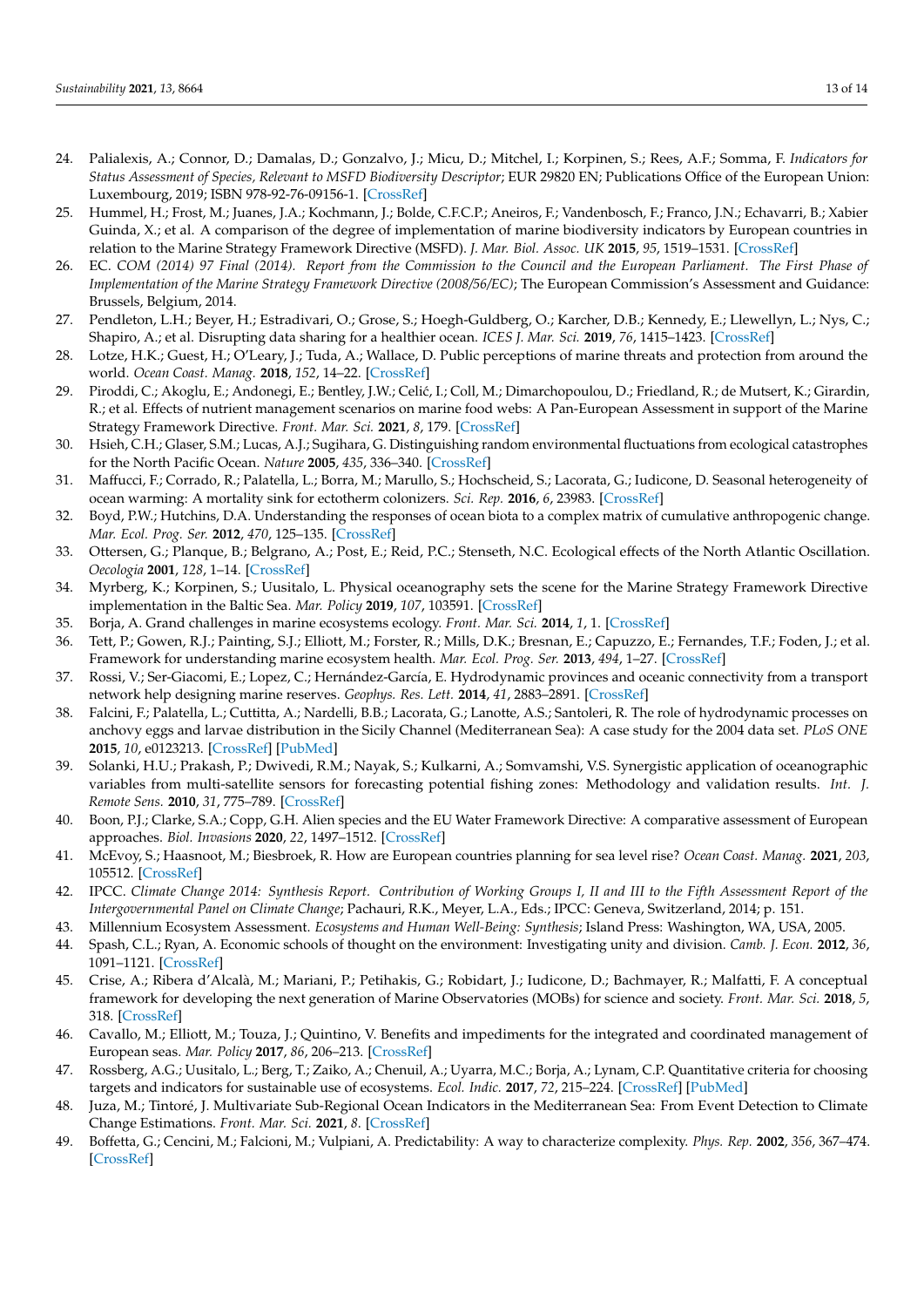24. Palialexis, A.; Connor, D.; Damalas, D.; Gonzalvo, J.; Micu, D.; Mitchel, I.; Korpinen, S.; Rees, A.F.; Somma, F. *Indicators for Status Assessment of Species, Relevant to MSFD Biodiversity Descriptor*; EUR 29820 EN; Publications Office of the European Union: Luxembourg, 2019; ISBN 978-92-76-09156-1. [CrossRef]
25. Hummel, H.; Frost, M.; Juanes, J.A.; Kochmann, J.; Bolde, C.F.C.P.; Aneiros, F.; Vandenbosch, F.; Franco, J.N.; Echavarri, B.; Xabier Guinda, X.; et al. A comparison of the degree of implementation of marine biodiversity indicators by European countries in relation to the Marine Strategy Framework Directive (MSFD). *J. Mar. Biol. Assoc. UK* **2015**, *95*, 1519–1531. [CrossRef]
26. EC. *COM (2014) 97 Final (2014). Report from the Commission to the Council and the European Parliament. The First Phase of Implementation of the Marine Strategy Framework Directive (2008/56/EC)*; The European Commission's Assessment and Guidance: Brussels, Belgium, 2014.
27. Pendleton, L.H.; Beyer, H.; Estradivari, O.; Grose, S.; Hoegh-Guldberg, O.; Karcher, D.B.; Kennedy, E.; Llewellyn, L.; Nys, C.; Shapiro, A.; et al. Disrupting data sharing for a healthier ocean. *ICES J. Mar. Sci.* **2019**, *76*, 1415–1423. [CrossRef]
28. Lotze, H.K.; Guest, H.; O'Leary, J.; Tuda, A.; Wallace, D. Public perceptions of marine threats and protection from around the world. *Ocean Coast. Manag.* **2018**, *152*, 14–22. [CrossRef]
29. Piroddi, C.; Akoglu, E.; Andonegi, E.; Bentley, J.W.; Celić, I.; Coll, M.; Dimarchopoulou, D.; Friedland, R.; de Mutsert, K.; Girardin, R.; et al. Effects of nutrient management scenarios on marine food webs: A Pan-European Assessment in support of the Marine Strategy Framework Directive. *Front. Mar. Sci.* **2021**, *8*, 179. [CrossRef]
30. Hsieh, C.H.; Glaser, S.M.; Lucas, A.J.; Sugihara, G. Distinguishing random environmental fluctuations from ecological catastrophes for the North Pacific Ocean. *Nature* **2005**, *435*, 336–340. [CrossRef]
31. Maffucci, F.; Corrado, R.; Palatella, L.; Borra, M.; Marullo, S.; Hochscheid, S.; Lacorata, G.; Iudicone, D. Seasonal heterogeneity of ocean warming: A mortality sink for ectotherm colonizers. *Sci. Rep.* **2016**, *6*, 23983. [CrossRef]
32. Boyd, P.W.; Hutchins, D.A. Understanding the responses of ocean biota to a complex matrix of cumulative anthropogenic change. *Mar. Ecol. Prog. Ser.* **2012**, *470*, 125–135. [CrossRef]
33. Ottersen, G.; Planque, B.; Belgrano, A.; Post, E.; Reid, P.C.; Stenseth, N.C. Ecological effects of the North Atlantic Oscillation. *Oecologia* **2001**, *128*, 1–14. [CrossRef]
34. Myrberg, K.; Korpinen, S.; Uusitalo, L. Physical oceanography sets the scene for the Marine Strategy Framework Directive implementation in the Baltic Sea. *Mar. Policy* **2019**, *107*, 103591. [CrossRef]
35. Borja, A. Grand challenges in marine ecosystems ecology. *Front. Mar. Sci.* **2014**, *1*, 1. [CrossRef]
36. Tett, P.; Gowen, R.J.; Painting, S.J.; Elliott, M.; Forster, R.; Mills, D.K.; Bresnan, E.; Capuzzo, E.; Fernandes, T.F.; Foden, J.; et al. Framework for understanding marine ecosystem health. *Mar. Ecol. Prog. Ser.* **2013**, *494*, 1–27. [CrossRef]
37. Rossi, V.; Ser-Giacomi, E.; Lopez, C.; Hernández-García, E. Hydrodynamic provinces and oceanic connectivity from a transport network help designing marine reserves. *Geophys. Res. Lett.* **2014**, *41*, 2883–2891. [CrossRef]
38. Falcini, F.; Palatella, L.; Cuttitta, A.; Nardelli, B.B.; Lacorata, G.; Lanotte, A.S.; Santoleri, R. The role of hydrodynamic processes on anchovy eggs and larvae distribution in the Sicily Channel (Mediterranean Sea): A case study for the 2004 data set. *PLoS ONE* **2015**, *10*, e0123213. [CrossRef] [PubMed]
39. Solanki, H.U.; Prakash, P.; Dwivedi, R.M.; Nayak, S.; Kulkarni, A.; Somvamshi, V.S. Synergistic application of oceanographic variables from multi-satellite sensors for forecasting potential fishing zones: Methodology and validation results. *Int. J. Remote Sens.* **2010**, *31*, 775–789. [CrossRef]
40. Boon, P.J.; Clarke, S.A.; Copp, G.H. Alien species and the EU Water Framework Directive: A comparative assessment of European approaches. *Biol. Invasions* **2020**, *22*, 1497–1512. [CrossRef]
41. McEvoy, S.; Haasnoot, M.; Biesbroek, R. How are European countries planning for sea level rise? *Ocean Coast. Manag.* **2021**, *203*, 105512. [CrossRef]
42. IPCC. *Climate Change 2014: Synthesis Report. Contribution of Working Groups I, II and III to the Fifth Assessment Report of the Intergovernmental Panel on Climate Change*; Pachauri, R.K., Meyer, L.A., Eds.; IPCC: Geneva, Switzerland, 2014; p. 151.
43. Millennium Ecosystem Assessment. *Ecosystems and Human Well-Being: Synthesis*; Island Press: Washington, WA, USA, 2005.
44. Spash, C.L.; Ryan, A. Economic schools of thought on the environment: Investigating unity and division. *Camb. J. Econ.* **2012**, *36*, 1091–1121. [CrossRef]
45. Crise, A.; Ribera d'Alcalà, M.; Mariani, P.; Petihakis, G.; Robidart, J.; Iudicone, D.; Bachmayer, R.; Malfatti, F. A conceptual framework for developing the next generation of Marine Observatories (MOBs) for science and society. *Front. Mar. Sci.* **2018**, *5*, 318. [CrossRef]
46. Cavallo, M.; Elliott, M.; Touza, J.; Quintino, V. Benefits and impediments for the integrated and coordinated management of European seas. *Mar. Policy* **2017**, *86*, 206–213. [CrossRef]
47. Rossberg, A.G.; Uusitalo, L.; Berg, T.; Zaiko, A.; Chenuil, A.; Uyarra, M.C.; Borja, A.; Lynam, C.P. Quantitative criteria for choosing targets and indicators for sustainable use of ecosystems. *Ecol. Indic.* **2017**, *72*, 215–224. [CrossRef] [PubMed]
48. Juza, M.; Tintoré, J. Multivariate Sub-Regional Ocean Indicators in the Mediterranean Sea: From Event Detection to Climate Change Estimations. *Front. Mar. Sci.* **2021**, *8*. [CrossRef]
49. Boffetta, G.; Cencini, M.; Falcioni, M.; Vulpiani, A. Predictability: A way to characterize complexity. *Phys. Rep.* **2002**, *356*, 367–474. [CrossRef]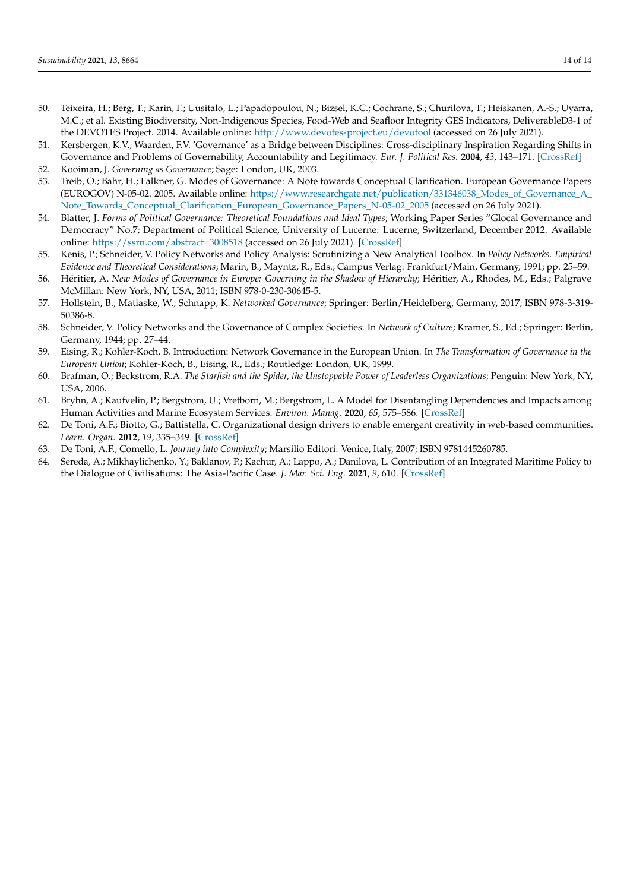50. Teixeira, H.; Berg, T.; Karin, F.; Uusitalo, L.; Papadopoulou, N.; Bizsel, K.C.; Cochrane, S.; Churilova, T.; Heiskanen, A.-S.; Uyarra, M.C.; et al. Existing Biodiversity, Non-Indigenous Species, Food-Web and Seafloor Integrity GES Indicators, DeliverableD3-1 of the DEVOTES Project. 2014. Available online: http://www.devotes-project.eu/devotool (accessed on 26 July 2021).
51. Kersbergen, K.V.; Waarden, F.V. 'Governance' as a Bridge between Disciplines: Cross-disciplinary Inspiration Regarding Shifts in Governance and Problems of Governability, Accountability and Legitimacy. *Eur. J. Political Res.* **2004**, *43*, 143–171. [CrossRef]
52. Kooiman, J. *Governing as Governance*; Sage: London, UK, 2003.
53. Treib, O.; Bahr, H.; Falkner, G. Modes of Governance: A Note towards Conceptual Clarification. European Governance Papers (EUROGOV) N-05-02. 2005. Available online: https://www.researchgate.net/publication/331346038_Modes_of_Governance_A_Note_Towards_Conceptual_Clarification_European_Governance_Papers_N-05-02_2005 (accessed on 26 July 2021).
54. Blatter, J. *Forms of Political Governance: Theoretical Foundations and Ideal Types*; Working Paper Series "Glocal Governance and Democracy" No.7; Department of Political Science, University of Lucerne: Lucerne, Switzerland, December 2012. Available online: https://ssrn.com/abstract=3008518 (accessed on 26 July 2021). [CrossRef]
55. Kenis, P.; Schneider, V. Policy Networks and Policy Analysis: Scrutinizing a New Analytical Toolbox. In *Policy Networks. Empirical Evidence and Theoretical Considerations*; Marin, B., Mayntz, R., Eds.; Campus Verlag: Frankfurt/Main, Germany, 1991; pp. 25–59.
56. Héritier, A. *New Modes of Governance in Europe: Governing in the Shadow of Hierarchy*; Héritier, A., Rhodes, M., Eds.; Palgrave McMillan: New York, NY, USA, 2011; ISBN 978-0-230-30645-5.
57. Hollstein, B.; Matiaske, W.; Schnapp, K. *Networked Governance*; Springer: Berlin/Heidelberg, Germany, 2017; ISBN 978-3-319-50386-8.
58. Schneider, V. Policy Networks and the Governance of Complex Societies. In *Network of Culture*; Kramer, S., Ed.; Springer: Berlin, Germany, 1944; pp. 27–44.
59. Eising, R.; Kohler-Koch, B. Introduction: Network Governance in the European Union. In *The Transformation of Governance in the European Union*; Kohler-Koch, B., Eising, R., Eds.; Routledge: London, UK, 1999.
60. Brafman, O.; Beckstrom, R.A. *The Starfish and the Spider, the Unstoppable Power of Leaderless Organizations*; Penguin: New York, NY, USA, 2006.
61. Bryhn, A.; Kaufvelin, P.; Bergstrom, U.; Vretborn, M.; Bergstrom, L. A Model for Disentangling Dependencies and Impacts among Human Activities and Marine Ecosystem Services. *Environ. Manag.* **2020**, *65*, 575–586. [CrossRef]
62. De Toni, A.F.; Biotto, G.; Battistella, C. Organizational design drivers to enable emergent creativity in web-based communities. *Learn. Organ.* **2012**, *19*, 335–349. [CrossRef]
63. De Toni, A.F.; Comello, L. *Journey into Complexity*; Marsilio Editori: Venice, Italy, 2007; ISBN 9781445260785.
64. Sereda, A.; Mikhaylichenko, Y.; Baklanov, P.; Kachur, A.; Lappo, A.; Danilova, L. Contribution of an Integrated Maritime Policy to the Dialogue of Civilisations: The Asia-Pacific Case. *J. Mar. Sci. Eng.* **2021**, *9*, 610. [CrossRef]